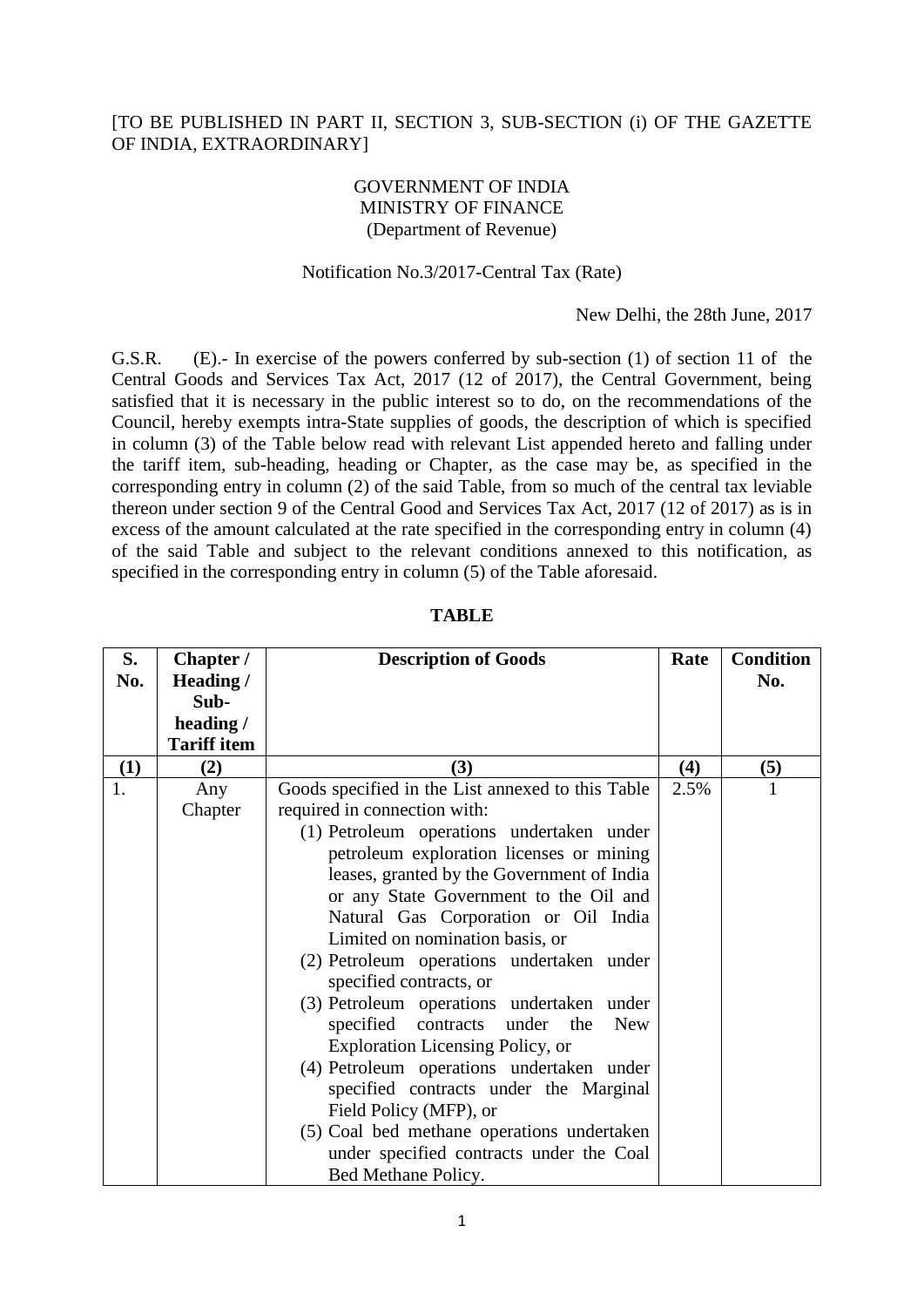[TO BE PUBLISHED IN PART II, SECTION 3, SUB-SECTION (i) OF THE GAZETTE OF INDIA, EXTRAORDINARY]

GOVERNMENT OF INDIA
MINISTRY OF FINANCE
(Department of Revenue)

Notification No.3/2017-Central Tax (Rate)

New Delhi, the 28th June, 2017

G.S.R. (E).- In exercise of the powers conferred by sub-section (1) of section 11 of the Central Goods and Services Tax Act, 2017 (12 of 2017), the Central Government, being satisfied that it is necessary in the public interest so to do, on the recommendations of the Council, hereby exempts intra-State supplies of goods, the description of which is specified in column (3) of the Table below read with relevant List appended hereto and falling under the tariff item, sub-heading, heading or Chapter, as the case may be, as specified in the corresponding entry in column (2) of the said Table, from so much of the central tax leviable thereon under section 9 of the Central Good and Services Tax Act, 2017 (12 of 2017) as is in excess of the amount calculated at the rate specified in the corresponding entry in column (4) of the said Table and subject to the relevant conditions annexed to this notification, as specified in the corresponding entry in column (5) of the Table aforesaid.

**TABLE**

| S. No. | Chapter / Heading / Sub-heading / Tariff item | Description of Goods | Rate | Condition No. |
|---|---|---|---|---|
| (1) | (2) | (3) | (4) | (5) |
| 1. | Any Chapter | Goods specified in the List annexed to this Table required in connection with: (1) Petroleum operations undertaken under petroleum exploration licenses or mining leases, granted by the Government of India or any State Government to the Oil and Natural Gas Corporation or Oil India Limited on nomination basis, or (2) Petroleum operations undertaken under specified contracts, or (3) Petroleum operations undertaken under specified contracts under the New Exploration Licensing Policy, or (4) Petroleum operations undertaken under specified contracts under the Marginal Field Policy (MFP), or (5) Coal bed methane operations undertaken under specified contracts under the Coal Bed Methane Policy. | 2.5% | 1 |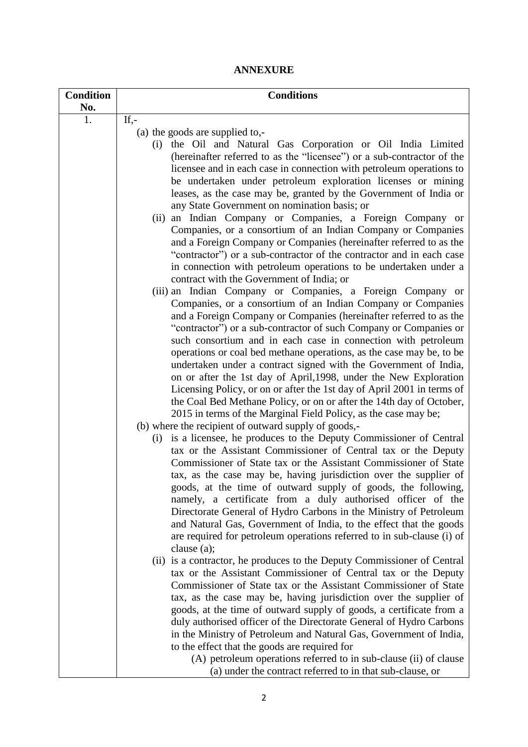## ANNEXURE

| Condition No. | Conditions |
|---|---|
| 1. | If,-<br>(a) the goods are supplied to,-<br>(i) the Oil and Natural Gas Corporation or Oil India Limited (hereinafter referred to as the "licensee") or a sub-contractor of the licensee and in each case in connection with petroleum operations to be undertaken under petroleum exploration licenses or mining leases, as the case may be, granted by the Government of India or any State Government on nomination basis; or<br>(ii) an Indian Company or Companies, a Foreign Company or Companies, or a consortium of an Indian Company or Companies and a Foreign Company or Companies (hereinafter referred to as the "contractor") or a sub-contractor of the contractor and in each case in connection with petroleum operations to be undertaken under a contract with the Government of India; or<br>(iii) an Indian Company or Companies, a Foreign Company or Companies, or a consortium of an Indian Company or Companies and a Foreign Company or Companies (hereinafter referred to as the "contractor") or a sub-contractor of such Company or Companies or such consortium and in each case in connection with petroleum operations or coal bed methane operations, as the case may be, to be undertaken under a contract signed with the Government of India, on or after the 1st day of April,1998, under the New Exploration Licensing Policy, or on or after the 1st day of April 2001 in terms of the Coal Bed Methane Policy, or on or after the 14th day of October, 2015 in terms of the Marginal Field Policy, as the case may be;<br>(b) where the recipient of outward supply of goods,-<br>(i) is a licensee, he produces to the Deputy Commissioner of Central tax or the Assistant Commissioner of Central tax or the Deputy Commissioner of State tax or the Assistant Commissioner of State tax, as the case may be, having jurisdiction over the supplier of goods, at the time of outward supply of goods, the following, namely, a certificate from a duly authorised officer of the Directorate General of Hydro Carbons in the Ministry of Petroleum and Natural Gas, Government of India, to the effect that the goods are required for petroleum operations referred to in sub-clause (i) of clause (a);<br>(ii) is a contractor, he produces to the Deputy Commissioner of Central tax or the Assistant Commissioner of Central tax or the Deputy Commissioner of State tax or the Assistant Commissioner of State tax, as the case may be, having jurisdiction over the supplier of goods, at the time of outward supply of goods, a certificate from a duly authorised officer of the Directorate General of Hydro Carbons in the Ministry of Petroleum and Natural Gas, Government of India, to the effect that the goods are required for<br>(A) petroleum operations referred to in sub-clause (ii) of clause (a) under the contract referred to in that sub-clause, or |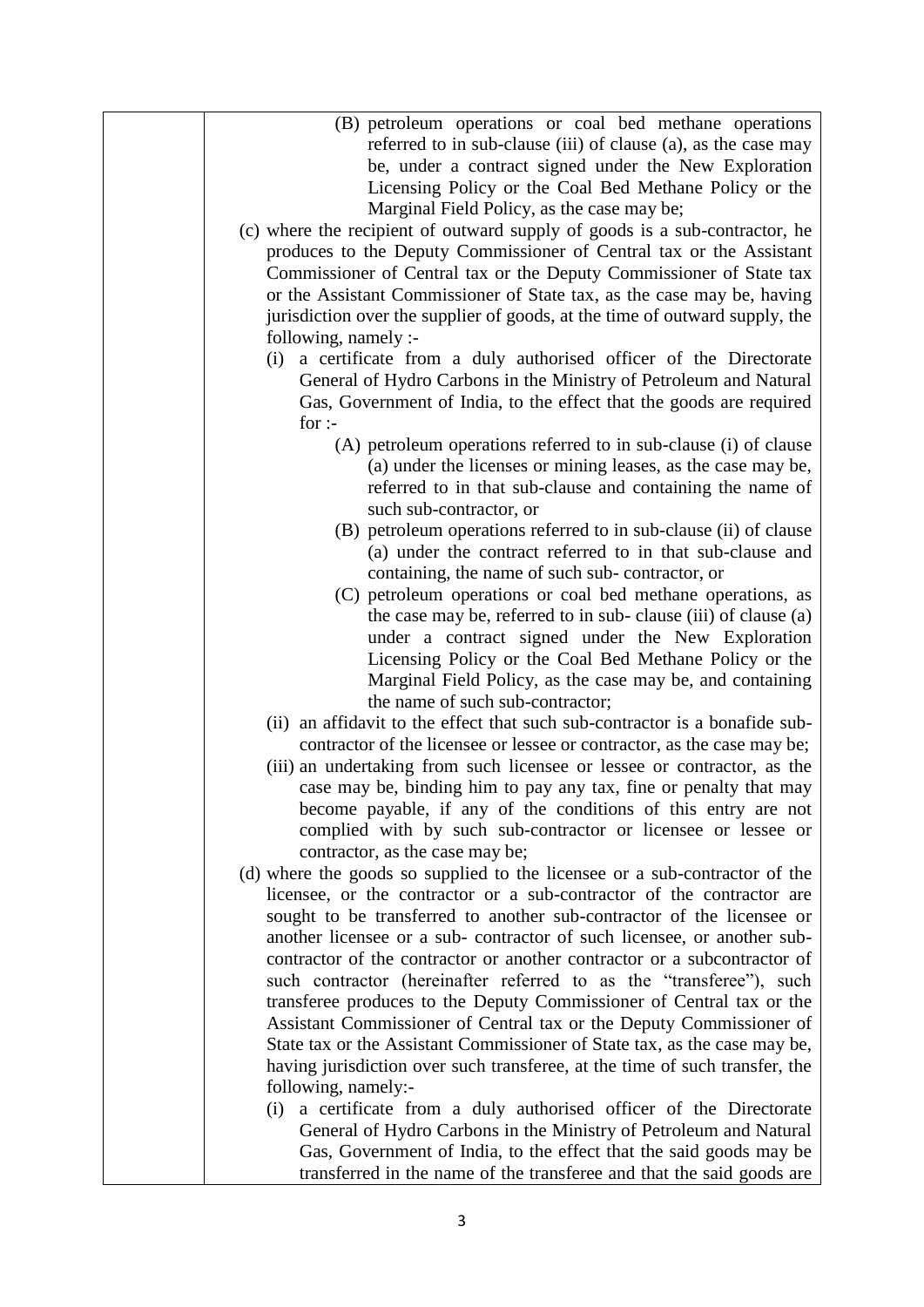| | (B) petroleum operations or coal bed methane operations referred to in sub-clause (iii) of clause (a), as the case may be, under a contract signed under the New Exploration Licensing Policy or the Coal Bed Methane Policy or the Marginal Field Policy, as the case may be;<br>(c) where the recipient of outward supply of goods is a sub-contractor, he produces to the Deputy Commissioner of Central tax or the Assistant Commissioner of Central tax or the Deputy Commissioner of State tax or the Assistant Commissioner of State tax, as the case may be, having jurisdiction over the supplier of goods, at the time of outward supply, the following, namely :-<br>(i) a certificate from a duly authorised officer of the Directorate General of Hydro Carbons in the Ministry of Petroleum and Natural Gas, Government of India, to the effect that the goods are required for :-<br>(A) petroleum operations referred to in sub-clause (i) of clause (a) under the licenses or mining leases, as the case may be, referred to in that sub-clause and containing the name of such sub-contractor, or<br>(B) petroleum operations referred to in sub-clause (ii) of clause (a) under the contract referred to in that sub-clause and containing, the name of such sub- contractor, or<br>(C) petroleum operations or coal bed methane operations, as the case may be, referred to in sub- clause (iii) of clause (a) under a contract signed under the New Exploration Licensing Policy or the Coal Bed Methane Policy or the Marginal Field Policy, as the case may be, and containing the name of such sub-contractor;<br>(ii) an affidavit to the effect that such sub-contractor is a bonafide sub-contractor of the licensee or lessee or contractor, as the case may be;<br>(iii) an undertaking from such licensee or lessee or contractor, as the case may be, binding him to pay any tax, fine or penalty that may become payable, if any of the conditions of this entry are not complied with by such sub-contractor or licensee or lessee or contractor, as the case may be;<br>(d) where the goods so supplied to the licensee or a sub-contractor of the licensee, or the contractor or a sub-contractor of the contractor are sought to be transferred to another sub-contractor of the licensee or another licensee or a sub- contractor of such licensee, or another sub-contractor of the contractor or another contractor or a subcontractor of such contractor (hereinafter referred to as the "transferee"), such transferee produces to the Deputy Commissioner of Central tax or the Assistant Commissioner of Central tax or the Deputy Commissioner of State tax or the Assistant Commissioner of State tax, as the case may be, having jurisdiction over such transferee, at the time of such transfer, the following, namely:-<br>(i) a certificate from a duly authorised officer of the Directorate General of Hydro Carbons in the Ministry of Petroleum and Natural Gas, Government of India, to the effect that the said goods may be transferred in the name of the transferee and that the said goods are |
|---|---|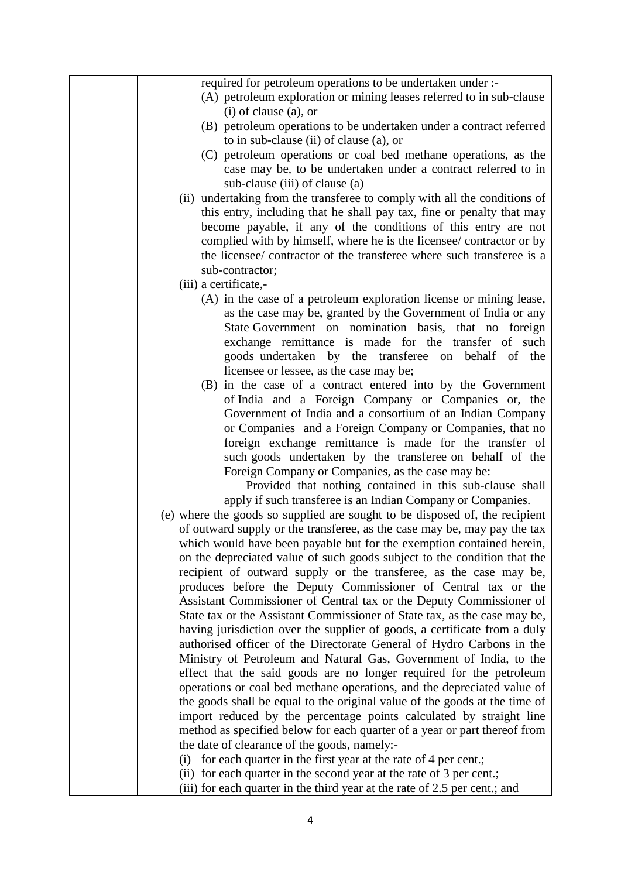| | |
|---|---|
| | required for petroleum operations to be undertaken under :-<br>(A) petroleum exploration or mining leases referred to in sub-clause (i) of clause (a), or<br>(B) petroleum operations to be undertaken under a contract referred to in sub-clause (ii) of clause (a), or<br>(C) petroleum operations or coal bed methane operations, as the case may be, to be undertaken under a contract referred to in sub-clause (iii) of clause (a)<br>(ii) undertaking from the transferee to comply with all the conditions of this entry, including that he shall pay tax, fine or penalty that may become payable, if any of the conditions of this entry are not complied with by himself, where he is the licensee/ contractor or by the licensee/ contractor of the transferee where such transferee is a sub-contractor;<br>(iii) a certificate,-<br>(A) in the case of a petroleum exploration license or mining lease, as the case may be, granted by the Government of India or any State Government on nomination basis, that no foreign exchange remittance is made for the transfer of such goods undertaken by the transferee on behalf of the licensee or lessee, as the case may be;<br>(B) in the case of a contract entered into by the Government of India and a Foreign Company or Companies or, the Government of India and a consortium of an Indian Company or Companies and a Foreign Company or Companies, that no foreign exchange remittance is made for the transfer of such goods undertaken by the transferee on behalf of the Foreign Company or Companies, as the case may be:<br>Provided that nothing contained in this sub-clause shall apply if such transferee is an Indian Company or Companies.<br>(e) where the goods so supplied are sought to be disposed of, the recipient of outward supply or the transferee, as the case may be, may pay the tax which would have been payable but for the exemption contained herein, on the depreciated value of such goods subject to the condition that the recipient of outward supply or the transferee, as the case may be, produces before the Deputy Commissioner of Central tax or the Assistant Commissioner of Central tax or the Deputy Commissioner of State tax or the Assistant Commissioner of State tax, as the case may be, having jurisdiction over the supplier of goods, a certificate from a duly authorised officer of the Directorate General of Hydro Carbons in the Ministry of Petroleum and Natural Gas, Government of India, to the effect that the said goods are no longer required for the petroleum operations or coal bed methane operations, and the depreciated value of the goods shall be equal to the original value of the goods at the time of import reduced by the percentage points calculated by straight line method as specified below for each quarter of a year or part thereof from the date of clearance of the goods, namely:-<br>(i) for each quarter in the first year at the rate of 4 per cent.;<br>(ii) for each quarter in the second year at the rate of 3 per cent.;<br>(iii) for each quarter in the third year at the rate of 2.5 per cent.; and |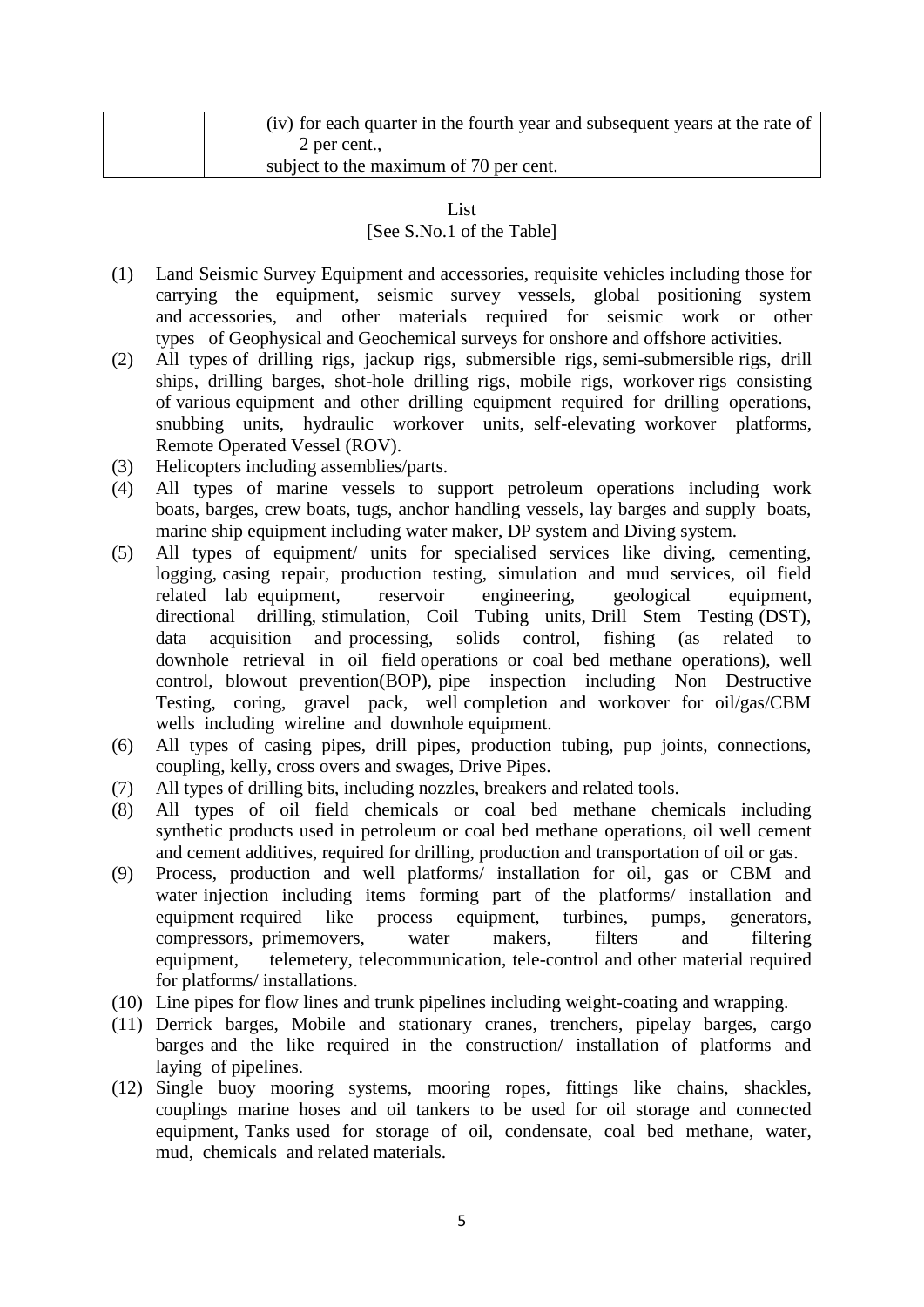| | (iv) for each quarter in the fourth year and subsequent years at the rate of 2 per cent.,<br>subject to the maximum of 70 per cent. |
|---|---|

List

[See S.No.1 of the Table]

(1) Land Seismic Survey Equipment and accessories, requisite vehicles including those for carrying the equipment, seismic survey vessels, global positioning system and accessories, and other materials required for seismic work or other types of Geophysical and Geochemical surveys for onshore and offshore activities.

(2) All types of drilling rigs, jackup rigs, submersible rigs, semi-submersible rigs, drill ships, drilling barges, shot-hole drilling rigs, mobile rigs, workover rigs consisting of various equipment and other drilling equipment required for drilling operations, snubbing units, hydraulic workover units, self-elevating workover platforms, Remote Operated Vessel (ROV).

(3) Helicopters including assemblies/parts.

(4) All types of marine vessels to support petroleum operations including work boats, barges, crew boats, tugs, anchor handling vessels, lay barges and supply boats, marine ship equipment including water maker, DP system and Diving system.

(5) All types of equipment/ units for specialised services like diving, cementing, logging, casing repair, production testing, simulation and mud services, oil field related lab equipment, reservoir engineering, geological equipment, directional drilling, stimulation, Coil Tubing units, Drill Stem Testing (DST), data acquisition and processing, solids control, fishing (as related to downhole retrieval in oil field operations or coal bed methane operations), well control, blowout prevention(BOP), pipe inspection including Non Destructive Testing, coring, gravel pack, well completion and workover for oil/gas/CBM wells including wireline and downhole equipment.

(6) All types of casing pipes, drill pipes, production tubing, pup joints, connections, coupling, kelly, cross overs and swages, Drive Pipes.

(7) All types of drilling bits, including nozzles, breakers and related tools.

(8) All types of oil field chemicals or coal bed methane chemicals including synthetic products used in petroleum or coal bed methane operations, oil well cement and cement additives, required for drilling, production and transportation of oil or gas.

(9) Process, production and well platforms/ installation for oil, gas or CBM and water injection including items forming part of the platforms/ installation and equipment required like process equipment, turbines, pumps, generators, compressors, primemovers, water makers, filters and filtering equipment, telemetery, telecommunication, tele-control and other material required for platforms/ installations.

(10) Line pipes for flow lines and trunk pipelines including weight-coating and wrapping.

(11) Derrick barges, Mobile and stationary cranes, trenchers, pipelay barges, cargo barges and the like required in the construction/ installation of platforms and laying of pipelines.

(12) Single buoy mooring systems, mooring ropes, fittings like chains, shackles, couplings marine hoses and oil tankers to be used for oil storage and connected equipment, Tanks used for storage of oil, condensate, coal bed methane, water, mud, chemicals and related materials.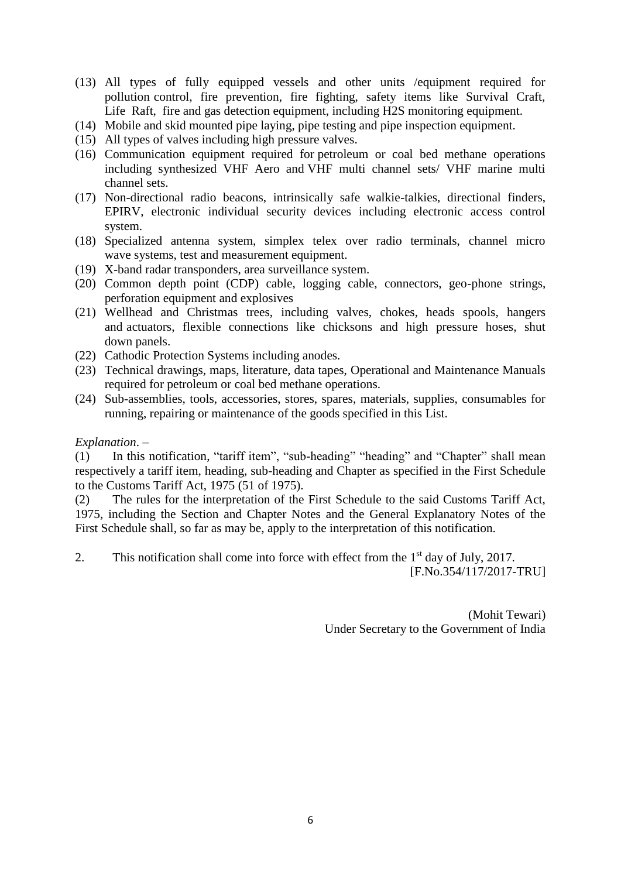(13) All types of fully equipped vessels and other units /equipment required for pollution control, fire prevention, fire fighting, safety items like Survival Craft, Life Raft, fire and gas detection equipment, including H2S monitoring equipment.
(14) Mobile and skid mounted pipe laying, pipe testing and pipe inspection equipment.
(15) All types of valves including high pressure valves.
(16) Communication equipment required for petroleum or coal bed methane operations including synthesized VHF Aero and VHF multi channel sets/ VHF marine multi channel sets.
(17) Non-directional radio beacons, intrinsically safe walkie-talkies, directional finders, EPIRV, electronic individual security devices including electronic access control system.
(18) Specialized antenna system, simplex telex over radio terminals, channel micro wave systems, test and measurement equipment.
(19) X-band radar transponders, area surveillance system.
(20) Common depth point (CDP) cable, logging cable, connectors, geo-phone strings, perforation equipment and explosives
(21) Wellhead and Christmas trees, including valves, chokes, heads spools, hangers and actuators, flexible connections like chicksons and high pressure hoses, shut down panels.
(22) Cathodic Protection Systems including anodes.
(23) Technical drawings, maps, literature, data tapes, Operational and Maintenance Manuals required for petroleum or coal bed methane operations.
(24) Sub-assemblies, tools, accessories, stores, spares, materials, supplies, consumables for running, repairing or maintenance of the goods specified in this List.

*Explanation*. –

(1) In this notification, "tariff item", "sub-heading" "heading" and "Chapter" shall mean respectively a tariff item, heading, sub-heading and Chapter as specified in the First Schedule to the Customs Tariff Act, 1975 (51 of 1975).

(2) The rules for the interpretation of the First Schedule to the said Customs Tariff Act, 1975, including the Section and Chapter Notes and the General Explanatory Notes of the First Schedule shall, so far as may be, apply to the interpretation of this notification.

2. This notification shall come into force with effect from the 1st day of July, 2017.

[F.No.354/117/2017-TRU]

(Mohit Tewari)
Under Secretary to the Government of India